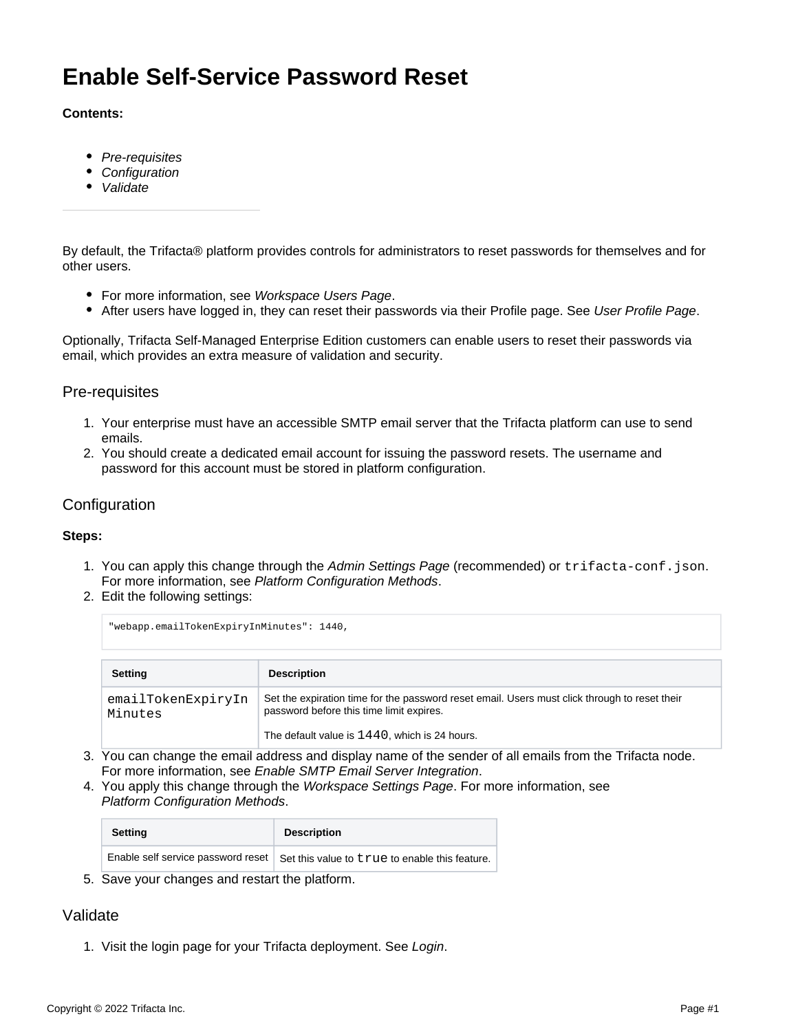# Enable Self-Service Password Reset

**Contents:**

- *Pre-requisites*
- *Configuration*
- *Validate*

By default, the Trifacta® platform provides controls for administrators to reset passwords for themselves and for other users.

- For more information, see *Workspace Users Page*.
- After users have logged in, they can reset their passwords via their Profile page. See *User Profile Page*.

Optionally, Trifacta Self-Managed Enterprise Edition customers can enable users to reset their passwords via email, which provides an extra measure of validation and security.

## Pre-requisites

1. Your enterprise must have an accessible SMTP email server that the Trifacta platform can use to send emails.
2. You should create a dedicated email account for issuing the password resets. The username and password for this account must be stored in platform configuration.

## Configuration

**Steps:**

1. You can apply this change through the *Admin Settings Page* (recommended) or `trifacta-conf.json`. For more information, see *Platform Configuration Methods*.
2. Edit the following settings:

```
"webapp.emailTokenExpiryInMinutes": 1440,
```

| Setting | Description |
| --- | --- |
| `emailTokenExpiryInMinutes` | Set the expiration time for the password reset email. Users must click through to reset their password before this time limit expires.<br><br>The default value is `1440`, which is 24 hours. |

3. You can change the email address and display name of the sender of all emails from the Trifacta node. For more information, see *Enable SMTP Email Server Integration*.
4. You apply this change through the *Workspace Settings Page*. For more information, see *Platform Configuration Methods*.

| Setting | Description |
| --- | --- |
| Enable self service password reset | Set this value to `true` to enable this feature. |

5. Save your changes and restart the platform.

## Validate

1. Visit the login page for your Trifacta deployment. See *Login*.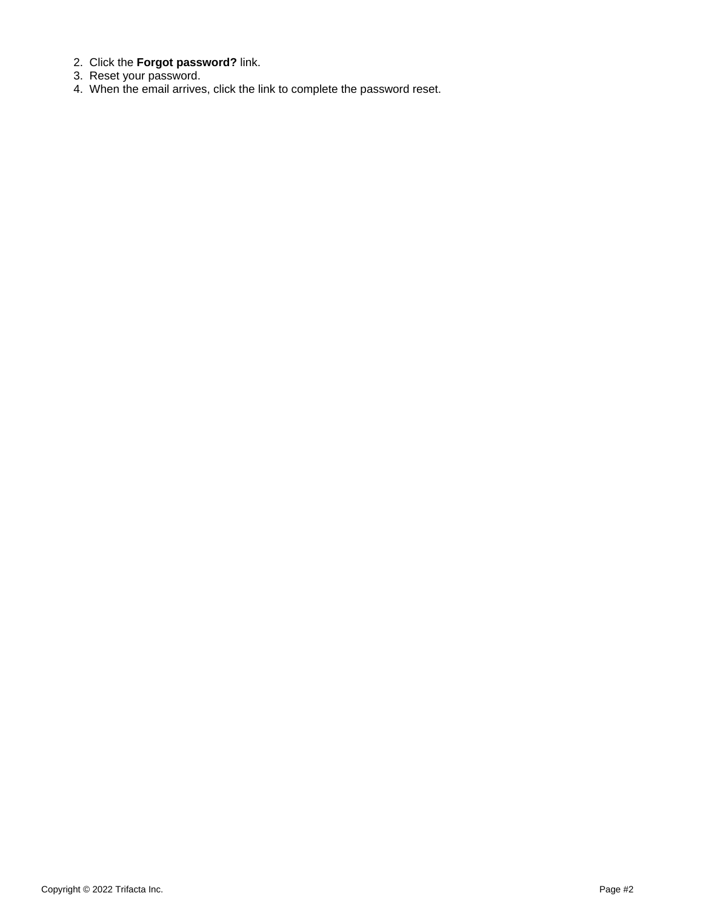2. Click the **Forgot password?** link.
3. Reset your password.
4. When the email arrives, click the link to complete the password reset.